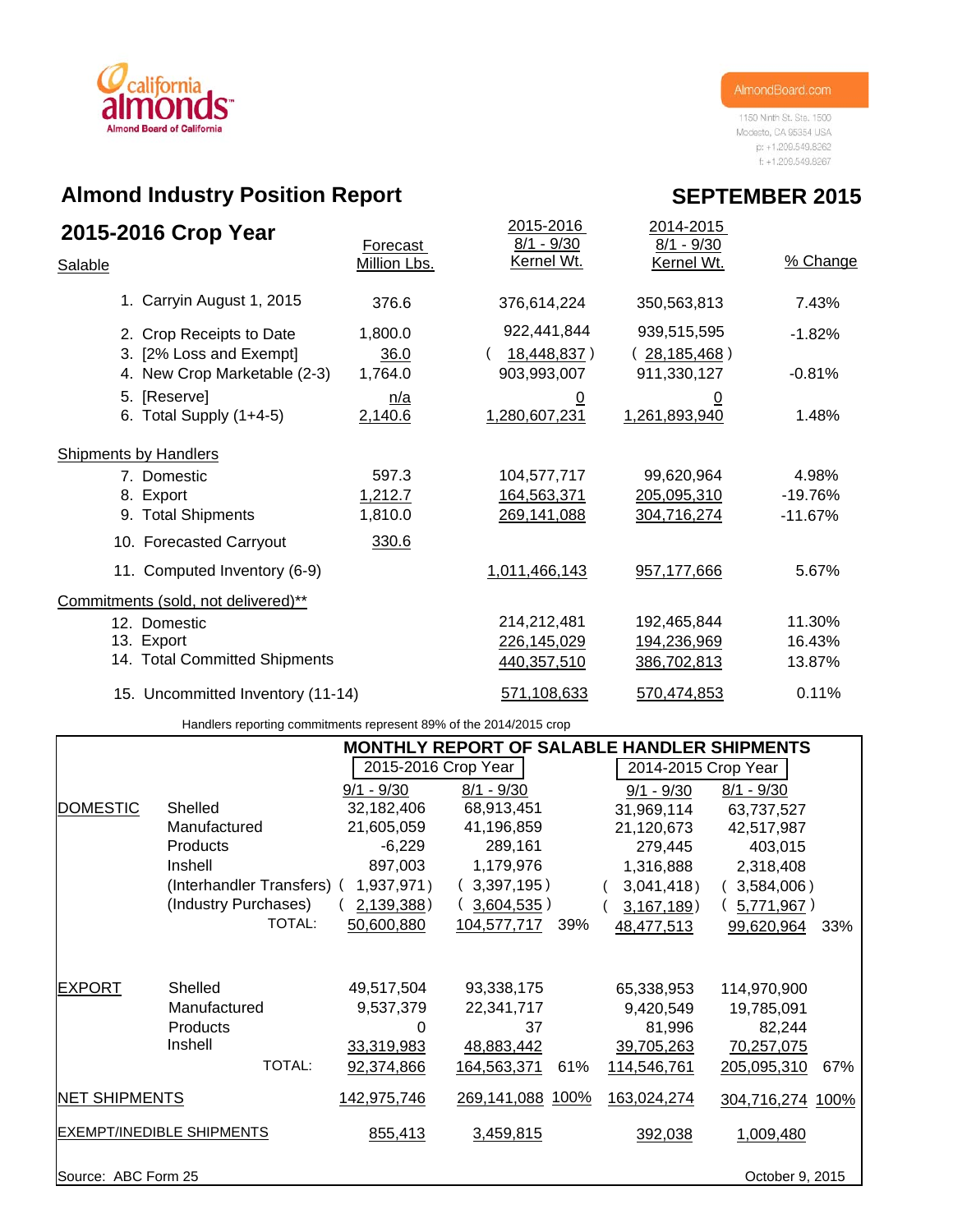california almonds
Almond Board of California

AlmondBoard.com
1150 Ninth St. Ste. 1500
Modesto, CA 95354 USA
p: +1.209.549.8262
f: +1.209.549.8267

# Almond Industry Position Report

## SEPTEMBER 2015

## 2015-2016 Crop Year

| Salable | Forecast Million Lbs. | 2015-2016 8/1 - 9/30 Kernel Wt. | 2014-2015 8/1 - 9/30 Kernel Wt. | % Change |
|---|---|---|---|---|
| 1. Carryin August 1, 2015 | 376.6 | 376,614,224 | 350,563,813 | 7.43% |
| 2. Crop Receipts to Date | 1,800.0 | 922,441,844 | 939,515,595 | -1.82% |
| 3. [2% Loss and Exempt] | 36.0 | ( 18,448,837 ) | ( 28,185,468 ) | |
| 4. New Crop Marketable (2-3) | 1,764.0 | 903,993,007 | 911,330,127 | -0.81% |
| 5. [Reserve] | n/a | 0 | 0 | |
| 6. Total Supply (1+4-5) | 2,140.6 | 1,280,607,231 | 1,261,893,940 | 1.48% |
| **Shipments by Handlers** | | | | |
| 7. Domestic | 597.3 | 104,577,717 | 99,620,964 | 4.98% |
| 8. Export | 1,212.7 | 164,563,371 | 205,095,310 | -19.76% |
| 9. Total Shipments | 1,810.0 | 269,141,088 | 304,716,274 | -11.67% |
| 10. Forecasted Carryout | 330.6 | | | |
| 11. Computed Inventory (6-9) | | 1,011,466,143 | 957,177,666 | 5.67% |
| **Commitments (sold, not delivered)**** | | | | |
| 12. Domestic | | 214,212,481 | 192,465,844 | 11.30% |
| 13. Export | | 226,145,029 | 194,236,969 | 16.43% |
| 14. Total Committed Shipments | | 440,357,510 | 386,702,813 | 13.87% |
| 15. Uncommitted Inventory (11-14) | | 571,108,633 | 570,474,853 | 0.11% |

Handlers reporting commitments represent 89% of the 2014/2015 crop

### MONTHLY REPORT OF SALABLE HANDLER SHIPMENTS

| | | 2015-2016 Crop Year | | | 2014-2015 Crop Year | | |
|---|---|---|---|---|---|---|---|
| | | 9/1 - 9/30 | 8/1 - 9/30 | | 9/1 - 9/30 | 8/1 - 9/30 | |
| DOMESTIC | Shelled | 32,182,406 | 68,913,451 | | 31,969,114 | 63,737,527 | |
| | Manufactured | 21,605,059 | 41,196,859 | | 21,120,673 | 42,517,987 | |
| | Products | -6,229 | 289,161 | | 279,445 | 403,015 | |
| | Inshell | 897,003 | 1,179,976 | | 1,316,888 | 2,318,408 | |
| | (Interhandler Transfers) | ( 1,937,971 ) | ( 3,397,195 ) | | ( 3,041,418 ) | ( 3,584,006 ) | |
| | (Industry Purchases) | ( 2,139,388 ) | ( 3,604,535 ) | | ( 3,167,189 ) | ( 5,771,967 ) | |
| | TOTAL: | 50,600,880 | 104,577,717 | 39% | 48,477,513 | 99,620,964 | 33% |
| EXPORT | Shelled | 49,517,504 | 93,338,175 | | 65,338,953 | 114,970,900 | |
| | Manufactured | 9,537,379 | 22,341,717 | | 9,420,549 | 19,785,091 | |
| | Products | 0 | 37 | | 81,996 | 82,244 | |
| | Inshell | 33,319,983 | 48,883,442 | | 39,705,263 | 70,257,075 | |
| | TOTAL: | 92,374,866 | 164,563,371 | 61% | 114,546,761 | 205,095,310 | 67% |
| NET SHIPMENTS | | 142,975,746 | 269,141,088 | 100% | 163,024,274 | 304,716,274 | 100% |
| EXEMPT/INEDIBLE SHIPMENTS | | 855,413 | 3,459,815 | | 392,038 | 1,009,480 | |

Source: ABC Form 25

October 9, 2015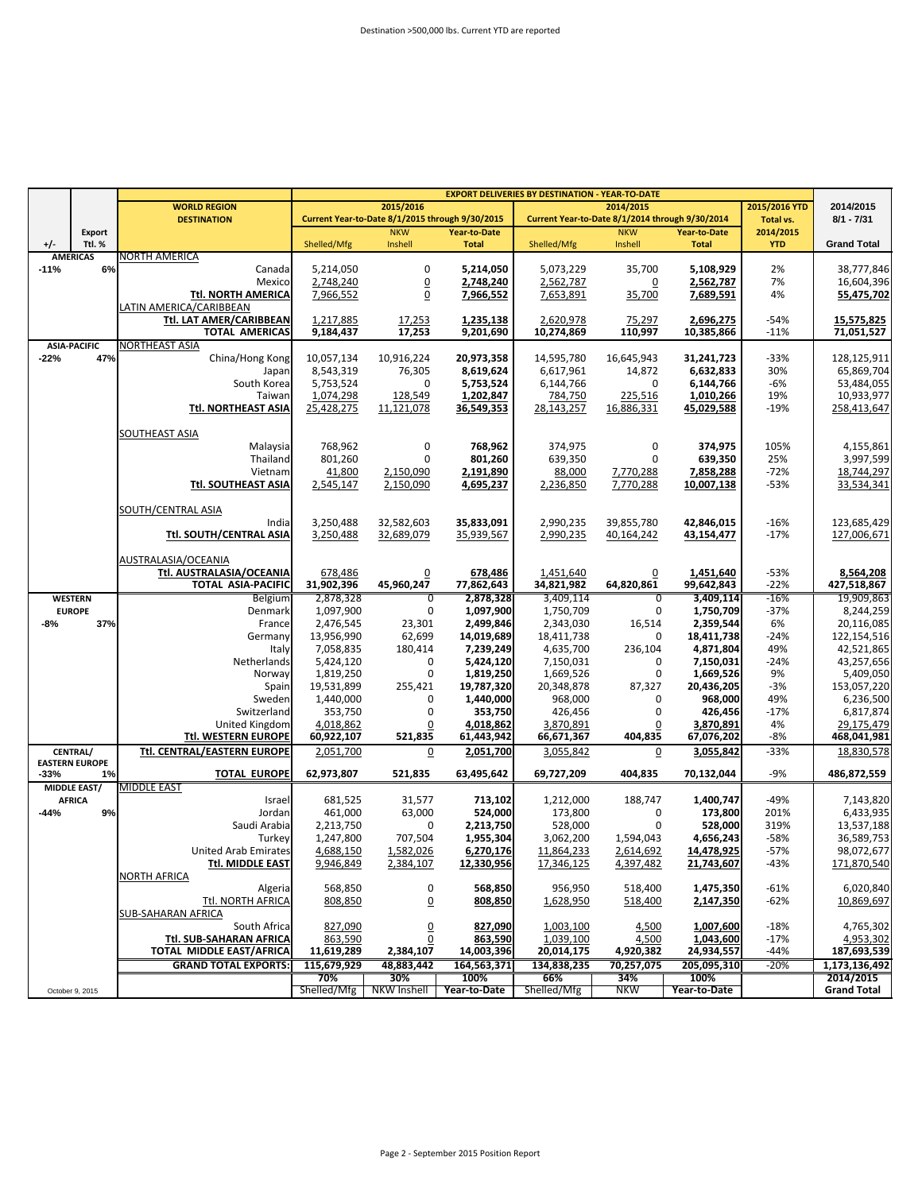Destination >500,000 lbs. Current YTD are reported

| +/- | Export Ttl. % | WORLD REGION DESTINATION | 2015/2016 Current Year-to-Date 8/1/2015 through 9/30/2015 Shelled/Mfg | NKW Inshell | Year-to-Date Total | 2014/2015 Current Year-to-Date 8/1/2014 through 9/30/2014 Shelled/Mfg | NKW Inshell | Year-to-Date Total | 2015/2016 YTD Total vs. 2014/2015 YTD | 2014/2015 8/1 - 7/31 Grand Total |
|---|---|---|---|---|---|---|---|---|---|---|
| AMERICAS | | NORTH AMERICA | | | | | | | | |
| -11% | 6% | Canada | 5,214,050 | 0 | **5,214,050** | 5,073,229 | 35,700 | **5,108,929** | 2% | 38,777,846 |
| | | Mexico | 2,748,240 | 0 | **2,748,240** | 2,562,787 | 0 | **2,562,787** | 7% | 16,604,396 |
| | | **Ttl. NORTH AMERICA** | 7,966,552 | 0 | **7,966,552** | 7,653,891 | 35,700 | **7,689,591** | 4% | **55,475,702** |
| | | LATIN AMERICA/CARIBBEAN | | | | | | | | |
| | | **Ttl. LAT AMER/CARIBBEAN** | 1,217,885 | 17,253 | **1,235,138** | 2,620,978 | 75,297 | **2,696,275** | -54% | **15,575,825** |
| | | **TOTAL AMERICAS** | **9,184,437** | **17,253** | **9,201,690** | **10,274,869** | **110,997** | **10,385,866** | -11% | **71,051,527** |
| ASIA-PACIFIC | | NORTHEAST ASIA | | | | | | | | |
| -22% | 47% | China/Hong Kong | 10,057,134 | 10,916,224 | **20,973,358** | 14,595,780 | 16,645,943 | **31,241,723** | -33% | 128,125,911 |
| | | Japan | 8,543,319 | 76,305 | **8,619,624** | 6,617,961 | 14,872 | **6,632,833** | 30% | 65,869,704 |
| | | South Korea | 5,753,524 | 0 | **5,753,524** | 6,144,766 | 0 | **6,144,766** | -6% | 53,484,055 |
| | | Taiwan | 1,074,298 | 128,549 | **1,202,847** | 784,750 | 225,516 | **1,010,266** | 19% | 10,933,977 |
| | | **Ttl. NORTHEAST ASIA** | 25,428,275 | 11,121,078 | **36,549,353** | 28,143,257 | 16,886,331 | **45,029,588** | -19% | 258,413,647 |
| | | SOUTHEAST ASIA | | | | | | | | |
| | | Malaysia | 768,962 | 0 | **768,962** | 374,975 | 0 | **374,975** | 105% | 4,155,861 |
| | | Thailand | 801,260 | 0 | **801,260** | 639,350 | 0 | **639,350** | 25% | 3,997,599 |
| | | Vietnam | 41,800 | 2,150,090 | **2,191,890** | 88,000 | 7,770,288 | **7,858,288** | -72% | 18,744,297 |
| | | **Ttl. SOUTHEAST ASIA** | 2,545,147 | 2,150,090 | **4,695,237** | 2,236,850 | 7,770,288 | **10,007,138** | -53% | 33,534,341 |
| | | SOUTH/CENTRAL ASIA | | | | | | | | |
| | | India | 3,250,488 | 32,582,603 | **35,833,091** | 2,990,235 | 39,855,780 | **42,846,015** | -16% | 123,685,429 |
| | | **Ttl. SOUTH/CENTRAL ASIA** | 3,250,488 | 32,689,079 | 35,939,567 | 2,990,235 | 40,164,242 | 43,154,477 | -17% | 127,006,671 |
| | | AUSTRALASIA/OCEANIA | | | | | | | | |
| | | **Ttl. AUSTRALASIA/OCEANIA** | 678,486 | 0 | **678,486** | 1,451,640 | 0 | **1,451,640** | -53% | **8,564,208** |
| | | **TOTAL ASIA-PACIFIC** | **31,902,396** | **45,960,247** | **77,862,643** | **34,821,982** | **64,820,861** | **99,642,843** | -22% | **427,518,867** |
| WESTERN EUROPE | | Belgium | 2,878,328 | 0 | **2,878,328** | 3,409,114 | 0 | **3,409,114** | -16% | 19,909,863 |
| | | Denmark | 1,097,900 | 0 | **1,097,900** | 1,750,709 | 0 | **1,750,709** | -37% | 8,244,259 |
| -8% | 37% | France | 2,476,545 | 23,301 | **2,499,846** | 2,343,030 | 16,514 | **2,359,544** | 6% | 20,116,085 |
| | | Germany | 13,956,990 | 62,699 | **14,019,689** | 18,411,738 | 0 | **18,411,738** | -24% | 122,154,516 |
| | | Italy | 7,058,835 | 180,414 | **7,239,249** | 4,635,700 | 236,104 | **4,871,804** | 49% | 42,521,865 |
| | | Netherlands | 5,424,120 | 0 | **5,424,120** | 7,150,031 | 0 | **7,150,031** | -24% | 43,257,656 |
| | | Norway | 1,819,250 | 0 | **1,819,250** | 1,669,526 | 0 | **1,669,526** | 9% | 5,409,050 |
| | | Spain | 19,531,899 | 255,421 | **19,787,320** | 20,348,878 | 87,327 | **20,436,205** | -3% | 153,057,220 |
| | | Sweden | 1,440,000 | 0 | **1,440,000** | 968,000 | 0 | **968,000** | 49% | 6,236,500 |
| | | Switzerland | 353,750 | 0 | **353,750** | 426,456 | 0 | **426,456** | -17% | 6,817,874 |
| | | United Kingdom | 4,018,862 | 0 | **4,018,862** | 3,870,891 | 0 | **3,870,891** | 4% | 29,175,479 |
| | | **Ttl. WESTERN EUROPE** | **60,922,107** | **521,835** | **61,443,942** | **66,671,367** | **404,835** | **67,076,202** | -8% | **468,041,981** |
| CENTRAL/ EASTERN EUROPE | | **Ttl. CENTRAL/EASTERN EUROPE** | 2,051,700 | 0 | **2,051,700** | 3,055,842 | 0 | **3,055,842** | -33% | 18,830,578 |
| -33% | 1% | **TOTAL EUROPE** | **62,973,807** | **521,835** | **63,495,642** | **69,727,209** | **404,835** | **70,132,044** | -9% | **486,872,559** |
| MIDDLE EAST/ AFRICA | | MIDDLE EAST | | | | | | | | |
| | | Israel | 681,525 | 31,577 | **713,102** | 1,212,000 | 188,747 | **1,400,747** | -49% | 7,143,820 |
| -44% | 9% | Jordan | 461,000 | 63,000 | **524,000** | 173,800 | 0 | **173,800** | 201% | 6,433,935 |
| | | Saudi Arabia | 2,213,750 | 0 | **2,213,750** | 528,000 | 0 | **528,000** | 319% | 13,537,188 |
| | | Turkey | 1,247,800 | 707,504 | **1,955,304** | 3,062,200 | 1,594,043 | **4,656,243** | -58% | 36,589,753 |
| | | United Arab Emirates | 4,688,150 | 1,582,026 | **6,270,176** | 11,864,233 | 2,614,692 | **14,478,925** | -57% | 98,072,677 |
| | | **Ttl. MIDDLE EAST** | 9,946,849 | 2,384,107 | **12,330,956** | 17,346,125 | 4,397,482 | **21,743,607** | -43% | 171,870,540 |
| | | NORTH AFRICA | | | | | | | | |
| | | Algeria | 568,850 | 0 | **568,850** | 956,950 | 518,400 | **1,475,350** | -61% | 6,020,840 |
| | | Ttl. NORTH AFRICA | 808,850 | 0 | **808,850** | 1,628,950 | 518,400 | **2,147,350** | -62% | 10,869,697 |
| | | SUB-SAHARAN AFRICA | | | | | | | | |
| | | South Africa | 827,090 | 0 | **827,090** | 1,003,100 | 4,500 | **1,007,600** | -18% | 4,765,302 |
| | | **Ttl. SUB-SAHARAN AFRICA** | 863,590 | 0 | **863,590** | 1,039,100 | 4,500 | **1,043,600** | -17% | 4,953,302 |
| | | **TOTAL MIDDLE EAST/AFRICA** | **11,619,289** | **2,384,107** | **14,003,396** | **20,014,175** | **4,920,382** | **24,934,557** | -44% | **187,693,539** |
| | | **GRAND TOTAL EXPORTS:** | **115,679,929** | **48,883,442** | **164,563,371** | **134,838,235** | **70,257,075** | **205,095,310** | -20% | **1,173,136,492** |
| October 9, 2015 | | | **70%** Shelled/Mfg | **30%** NKW Inshell | **100%** Year-to-Date | **66%** Shelled/Mfg | **34%** NKW | **100%** Year-to-Date | | **2014/2015 Grand Total** |

Page 2 - September 2015 Position Report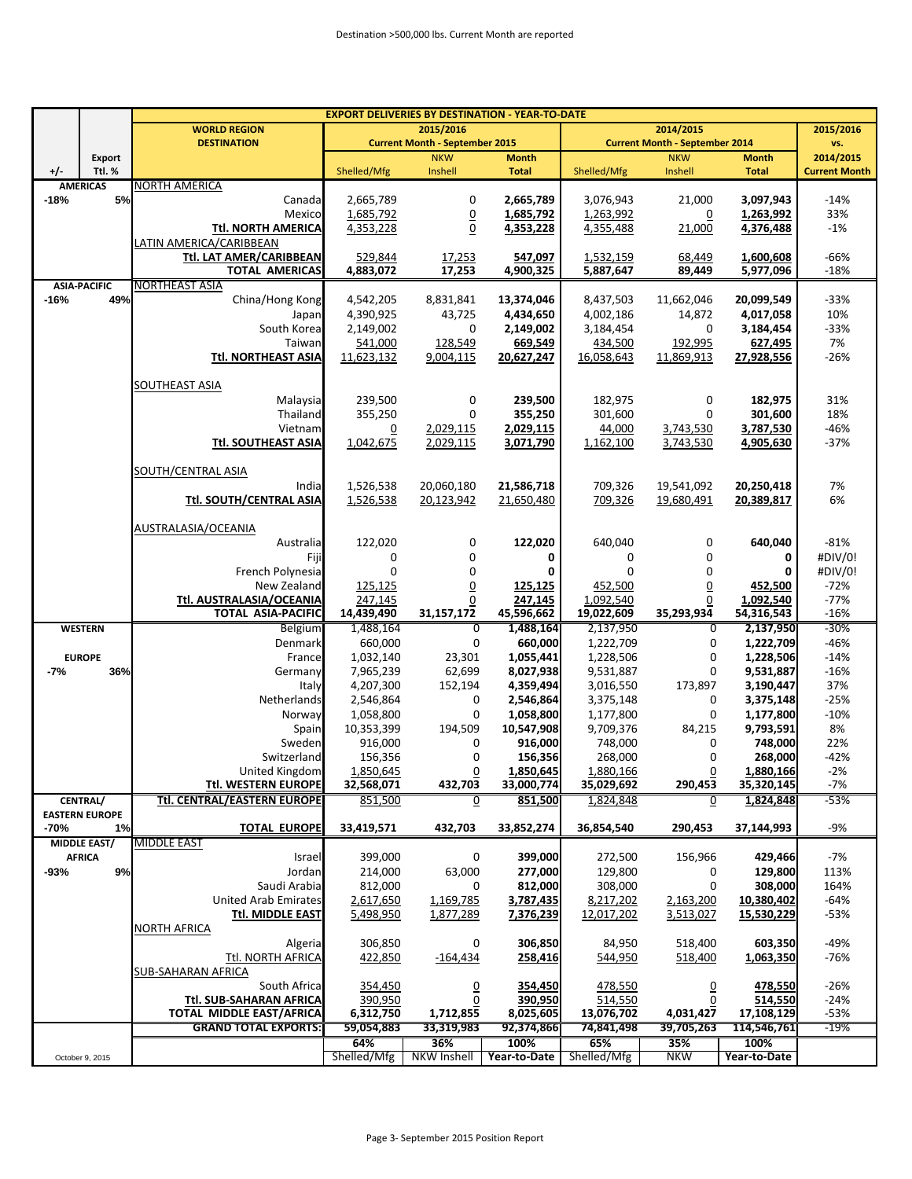Destination >500,000 lbs. Current Month are reported

| +/- | Export Ttl. % | WORLD REGION DESTINATION | 2015/2016 Current Month - September 2015 Shelled/Mfg | NKW Inshell | Month Total | 2014/2015 Current Month - September 2014 Shelled/Mfg | NKW Inshell | Month Total | 2015/2016 vs. 2014/2015 Current Month |
|---|---|---|---|---|---|---|---|---|---|
| | | **EXPORT DELIVERIES BY DESTINATION - YEAR-TO-DATE** | | | | | | | |
| **AMERICAS** | | NORTH AMERICA | | | | | | | |
| **-18%** | **5%** | Canada | 2,665,789 | 0 | **2,665,789** | 3,076,943 | 21,000 | **3,097,943** | -14% |
| | | Mexico | 1,685,792 | 0 | **1,685,792** | 1,263,992 | 0 | **1,263,992** | 33% |
| | | **Ttl. NORTH AMERICA** | 4,353,228 | 0 | **4,353,228** | 4,355,488 | 21,000 | **4,376,488** | -1% |
| | | LATIN AMERICA/CARIBBEAN | | | | | | | |
| | | **Ttl. LAT AMER/CARIBBEAN** | 529,844 | 17,253 | **547,097** | 1,532,159 | 68,449 | **1,600,608** | -66% |
| | | **TOTAL AMERICAS** | **4,883,072** | **17,253** | **4,900,325** | **5,887,647** | **89,449** | **5,977,096** | -18% |
| **ASIA-PACIFIC** | | NORTHEAST ASIA | | | | | | | |
| **-16%** | **49%** | China/Hong Kong | 4,542,205 | 8,831,841 | **13,374,046** | 8,437,503 | 11,662,046 | **20,099,549** | -33% |
| | | Japan | 4,390,925 | 43,725 | **4,434,650** | 4,002,186 | 14,872 | **4,017,058** | 10% |
| | | South Korea | 2,149,002 | 0 | **2,149,002** | 3,184,454 | 0 | **3,184,454** | -33% |
| | | Taiwan | 541,000 | 128,549 | **669,549** | 434,500 | 192,995 | **627,495** | 7% |
| | | **Ttl. NORTHEAST ASIA** | 11,623,132 | 9,004,115 | 20,627,247 | 16,058,643 | 11,869,913 | 27,928,556 | -26% |
| | | SOUTHEAST ASIA | | | | | | | |
| | | Malaysia | 239,500 | 0 | **239,500** | 182,975 | 0 | **182,975** | 31% |
| | | Thailand | 355,250 | 0 | **355,250** | 301,600 | 0 | **301,600** | 18% |
| | | Vietnam | 0 | 2,029,115 | **2,029,115** | 44,000 | 3,743,530 | **3,787,530** | -46% |
| | | **Ttl. SOUTHEAST ASIA** | 1,042,675 | 2,029,115 | 3,071,790 | 1,162,100 | 3,743,530 | 4,905,630 | -37% |
| | | SOUTH/CENTRAL ASIA | | | | | | | |
| | | India | 1,526,538 | 20,060,180 | **21,586,718** | 709,326 | 19,541,092 | **20,250,418** | 7% |
| | | **Ttl. SOUTH/CENTRAL ASIA** | 1,526,538 | 20,123,942 | 21,650,480 | 709,326 | 19,680,491 | 20,389,817 | 6% |
| | | AUSTRALASIA/OCEANIA | | | | | | | |
| | | Australia | 122,020 | 0 | **122,020** | 640,040 | 0 | **640,040** | -81% |
| | | Fiji | 0 | 0 | **0** | 0 | 0 | **0** | #DIV/0! |
| | | French Polynesia | 0 | 0 | **0** | 0 | 0 | **0** | #DIV/0! |
| | | New Zealand | 125,125 | 0 | **125,125** | 452,500 | 0 | **452,500** | -72% |
| | | **Ttl. AUSTRALASIA/OCEANIA** | 247,145 | 0 | **247,145** | 1,092,540 | 0 | **1,092,540** | -77% |
| | | **TOTAL ASIA-PACIFIC** | **14,439,490** | **31,157,172** | **45,596,662** | **19,022,609** | **35,293,934** | **54,316,543** | -16% |
| **WESTERN** | | Belgium | 1,488,164 | 0 | **1,488,164** | 2,137,950 | 0 | **2,137,950** | -30% |
| | | Denmark | 660,000 | 0 | **660,000** | 1,222,709 | 0 | **1,222,709** | -46% |
| **EUROPE** | | France | 1,032,140 | 23,301 | **1,055,441** | 1,228,506 | 0 | **1,228,506** | -14% |
| **-7%** | **36%** | Germany | 7,965,239 | 62,699 | **8,027,938** | 9,531,887 | 0 | **9,531,887** | -16% |
| | | Italy | 4,207,300 | 152,194 | **4,359,494** | 3,016,550 | 173,897 | **3,190,447** | 37% |
| | | Netherlands | 2,546,864 | 0 | **2,546,864** | 3,375,148 | 0 | **3,375,148** | -25% |
| | | Norway | 1,058,800 | 0 | **1,058,800** | 1,177,800 | 0 | **1,177,800** | -10% |
| | | Spain | 10,353,399 | 194,509 | **10,547,908** | 9,709,376 | 84,215 | **9,793,591** | 8% |
| | | Sweden | 916,000 | 0 | **916,000** | 748,000 | 0 | **748,000** | 22% |
| | | Switzerland | 156,356 | 0 | **156,356** | 268,000 | 0 | **268,000** | -42% |
| | | United Kingdom | 1,850,645 | 0 | **1,850,645** | 1,880,166 | 0 | **1,880,166** | -2% |
| | | **Ttl. WESTERN EUROPE** | **32,568,071** | **432,703** | **33,000,774** | **35,029,692** | **290,453** | **35,320,145** | -7% |
| **CENTRAL/ EASTERN EUROPE** | | **Ttl. CENTRAL/EASTERN EUROPE** | 851,500 | 0 | **851,500** | 1,824,848 | 0 | **1,824,848** | -53% |
| **-70%** | **1%** | **TOTAL EUROPE** | **33,419,571** | **432,703** | **33,852,274** | **36,854,540** | **290,453** | **37,144,993** | -9% |
| **MIDDLE EAST/ AFRICA** | | MIDDLE EAST | | | | | | | |
| | | Israel | 399,000 | 0 | **399,000** | 272,500 | 156,966 | **429,466** | -7% |
| **-93%** | **9%** | Jordan | 214,000 | 63,000 | **277,000** | 129,800 | 0 | **129,800** | 113% |
| | | Saudi Arabia | 812,000 | 0 | **812,000** | 308,000 | 0 | **308,000** | 164% |
| | | United Arab Emirates | 2,617,650 | 1,169,785 | **3,787,435** | 8,217,202 | 2,163,200 | **10,380,402** | -64% |
| | | **Ttl. MIDDLE EAST** | 5,498,950 | 1,877,289 | 7,376,239 | 12,017,202 | 3,513,027 | 15,530,229 | -53% |
| | | NORTH AFRICA | | | | | | | |
| | | Algeria | 306,850 | 0 | **306,850** | 84,950 | 518,400 | **603,350** | -49% |
| | | Ttl. NORTH AFRICA | 422,850 | -164,434 | 258,416 | 544,950 | 518,400 | 1,063,350 | -76% |
| | | SUB-SAHARAN AFRICA | | | | | | | |
| | | South Africa | 354,450 | 0 | **354,450** | 478,550 | 0 | **478,550** | -26% |
| | | **Ttl. SUB-SAHARAN AFRICA** | 390,950 | 0 | **390,950** | 514,550 | 0 | **514,550** | -24% |
| | | **TOTAL MIDDLE EAST/AFRICA** | **6,312,750** | **1,712,855** | **8,025,605** | **13,076,702** | **4,031,427** | **17,108,129** | -53% |
| | | **GRAND TOTAL EXPORTS:** | **59,054,883** | **33,319,983** | **92,374,866** | **74,841,498** | **39,705,263** | **114,546,761** | -19% |
| | | | **64%** | **36%** | **100%** | **65%** | **35%** | **100%** | |
| October 9, 2015 | | | Shelled/Mfg | NKW Inshell | **Year-to-Date** | Shelled/Mfg | NKW | **Year-to-Date** | |

Page 3- September 2015 Position Report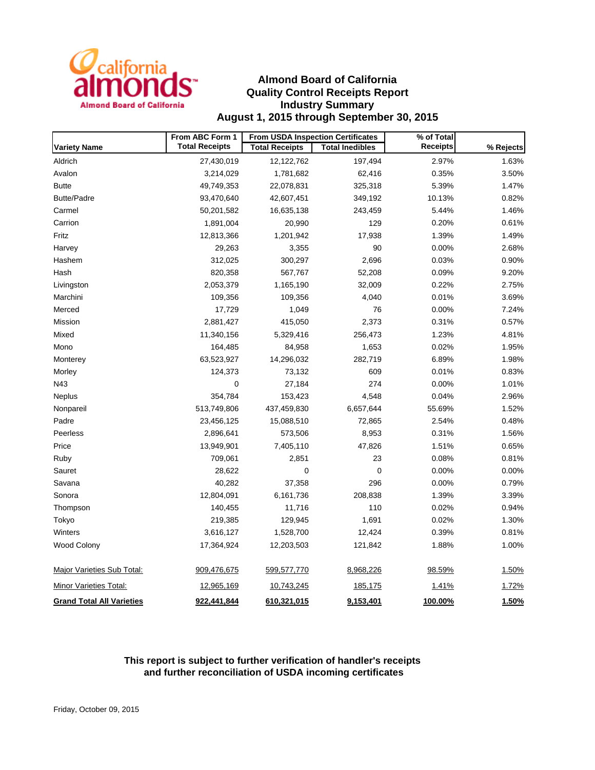# Almond Board of California
## Quality Control Receipts Report
## Industry Summary
## August 1, 2015 through September 30, 2015

| Variety Name | From ABC Form 1 Total Receipts | From USDA Inspection Certificates Total Receipts | From USDA Inspection Certificates Total Inedibles | % of Total Receipts | % Rejects |
|---|---|---|---|---|---|
| Aldrich | 27,430,019 | 12,122,762 | 197,494 | 2.97% | 1.63% |
| Avalon | 3,214,029 | 1,781,682 | 62,416 | 0.35% | 3.50% |
| Butte | 49,749,353 | 22,078,831 | 325,318 | 5.39% | 1.47% |
| Butte/Padre | 93,470,640 | 42,607,451 | 349,192 | 10.13% | 0.82% |
| Carmel | 50,201,582 | 16,635,138 | 243,459 | 5.44% | 1.46% |
| Carrion | 1,891,004 | 20,990 | 129 | 0.20% | 0.61% |
| Fritz | 12,813,366 | 1,201,942 | 17,938 | 1.39% | 1.49% |
| Harvey | 29,263 | 3,355 | 90 | 0.00% | 2.68% |
| Hashem | 312,025 | 300,297 | 2,696 | 0.03% | 0.90% |
| Hash | 820,358 | 567,767 | 52,208 | 0.09% | 9.20% |
| Livingston | 2,053,379 | 1,165,190 | 32,009 | 0.22% | 2.75% |
| Marchini | 109,356 | 109,356 | 4,040 | 0.01% | 3.69% |
| Merced | 17,729 | 1,049 | 76 | 0.00% | 7.24% |
| Mission | 2,881,427 | 415,050 | 2,373 | 0.31% | 0.57% |
| Mixed | 11,340,156 | 5,329,416 | 256,473 | 1.23% | 4.81% |
| Mono | 164,485 | 84,958 | 1,653 | 0.02% | 1.95% |
| Monterey | 63,523,927 | 14,296,032 | 282,719 | 6.89% | 1.98% |
| Morley | 124,373 | 73,132 | 609 | 0.01% | 0.83% |
| N43 | 0 | 27,184 | 274 | 0.00% | 1.01% |
| Neplus | 354,784 | 153,423 | 4,548 | 0.04% | 2.96% |
| Nonpareil | 513,749,806 | 437,459,830 | 6,657,644 | 55.69% | 1.52% |
| Padre | 23,456,125 | 15,088,510 | 72,865 | 2.54% | 0.48% |
| Peerless | 2,896,641 | 573,506 | 8,953 | 0.31% | 1.56% |
| Price | 13,949,901 | 7,405,110 | 47,826 | 1.51% | 0.65% |
| Ruby | 709,061 | 2,851 | 23 | 0.08% | 0.81% |
| Sauret | 28,622 | 0 | 0 | 0.00% | 0.00% |
| Savana | 40,282 | 37,358 | 296 | 0.00% | 0.79% |
| Sonora | 12,804,091 | 6,161,736 | 208,838 | 1.39% | 3.39% |
| Thompson | 140,455 | 11,716 | 110 | 0.02% | 0.94% |
| Tokyo | 219,385 | 129,945 | 1,691 | 0.02% | 1.30% |
| Winters | 3,616,127 | 1,528,700 | 12,424 | 0.39% | 0.81% |
| Wood Colony | 17,364,924 | 12,203,503 | 121,842 | 1.88% | 1.00% |
| Major Varieties Sub Total: | 909,476,675 | 599,577,770 | 8,968,226 | 98.59% | 1.50% |
| Minor Varieties Total: | 12,965,169 | 10,743,245 | 185,175 | 1.41% | 1.72% |
| **Grand Total All Varieties** | **922,441,844** | **610,321,015** | **9,153,401** | **100.00%** | **1.50%** |

**This report is subject to further verification of handler's receipts and further reconciliation of USDA incoming certificates**

Friday, October 09, 2015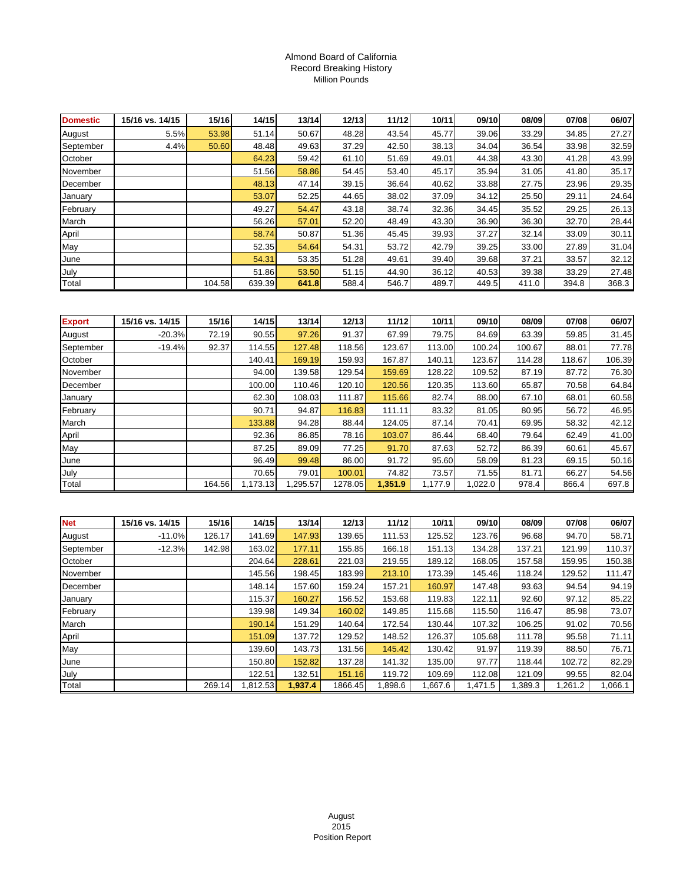Almond Board of California
Record Breaking History
Million Pounds

| Domestic | 15/16 vs. 14/15 | 15/16 | 14/15 | 13/14 | 12/13 | 11/12 | 10/11 | 09/10 | 08/09 | 07/08 | 06/07 |
|---|---|---|---|---|---|---|---|---|---|---|---|
| August | 5.5% | 53.98 | 51.14 | 50.67 | 48.28 | 43.54 | 45.77 | 39.06 | 33.29 | 34.85 | 27.27 |
| September | 4.4% | 50.60 | 48.48 | 49.63 | 37.29 | 42.50 | 38.13 | 34.04 | 36.54 | 33.98 | 32.59 |
| October | | | 64.23 | 59.42 | 61.10 | 51.69 | 49.01 | 44.38 | 43.30 | 41.28 | 43.99 |
| November | | | 51.56 | 58.86 | 54.45 | 53.40 | 45.17 | 35.94 | 31.05 | 41.80 | 35.17 |
| December | | | 48.13 | 47.14 | 39.15 | 36.64 | 40.62 | 33.88 | 27.75 | 23.96 | 29.35 |
| January | | | 53.07 | 52.25 | 44.65 | 38.02 | 37.09 | 34.12 | 25.50 | 29.11 | 24.64 |
| February | | | 49.27 | 54.47 | 43.18 | 38.74 | 32.36 | 34.45 | 35.52 | 29.25 | 26.13 |
| March | | | 56.26 | 57.01 | 52.20 | 48.49 | 43.30 | 36.90 | 36.30 | 32.70 | 28.44 |
| April | | | 58.74 | 50.87 | 51.36 | 45.45 | 39.93 | 37.27 | 32.14 | 33.09 | 30.11 |
| May | | | 52.35 | 54.64 | 54.31 | 53.72 | 42.79 | 39.25 | 33.00 | 27.89 | 31.04 |
| June | | | 54.31 | 53.35 | 51.28 | 49.61 | 39.40 | 39.68 | 37.21 | 33.57 | 32.12 |
| July | | | 51.86 | 53.50 | 51.15 | 44.90 | 36.12 | 40.53 | 39.38 | 33.29 | 27.48 |
| Total | | 104.58 | 639.39 | **641.8** | 588.4 | 546.7 | 489.7 | 449.5 | 411.0 | 394.8 | 368.3 |

| Export | 15/16 vs. 14/15 | 15/16 | 14/15 | 13/14 | 12/13 | 11/12 | 10/11 | 09/10 | 08/09 | 07/08 | 06/07 |
|---|---|---|---|---|---|---|---|---|---|---|---|
| August | -20.3% | 72.19 | 90.55 | 97.26 | 91.37 | 67.99 | 79.75 | 84.69 | 63.39 | 59.85 | 31.45 |
| September | -19.4% | 92.37 | 114.55 | 127.48 | 118.56 | 123.67 | 113.00 | 100.24 | 100.67 | 88.01 | 77.78 |
| October | | | 140.41 | 169.19 | 159.93 | 167.87 | 140.11 | 123.67 | 114.28 | 118.67 | 106.39 |
| November | | | 94.00 | 139.58 | 129.54 | 159.69 | 128.22 | 109.52 | 87.19 | 87.72 | 76.30 |
| December | | | 100.00 | 110.46 | 120.10 | 120.56 | 120.35 | 113.60 | 65.87 | 70.58 | 64.84 |
| January | | | 62.30 | 108.03 | 111.87 | 115.66 | 82.74 | 88.00 | 67.10 | 68.01 | 60.58 |
| February | | | 90.71 | 94.87 | 116.83 | 111.11 | 83.32 | 81.05 | 80.95 | 56.72 | 46.95 |
| March | | | 133.88 | 94.28 | 88.44 | 124.05 | 87.14 | 70.41 | 69.95 | 58.32 | 42.12 |
| April | | | 92.36 | 86.85 | 78.16 | 103.07 | 86.44 | 68.40 | 79.64 | 62.49 | 41.00 |
| May | | | 87.25 | 89.09 | 77.25 | 91.70 | 87.63 | 52.72 | 86.39 | 60.61 | 45.67 |
| June | | | 96.49 | 99.48 | 86.00 | 91.72 | 95.60 | 58.09 | 81.23 | 69.15 | 50.16 |
| July | | | 70.65 | 79.01 | 100.01 | 74.82 | 73.57 | 71.55 | 81.71 | 66.27 | 54.56 |
| Total | | 164.56 | 1,173.13 | 1,295.57 | 1278.05 | **1,351.9** | 1,177.9 | 1,022.0 | 978.4 | 866.4 | 697.8 |

| Net | 15/16 vs. 14/15 | 15/16 | 14/15 | 13/14 | 12/13 | 11/12 | 10/11 | 09/10 | 08/09 | 07/08 | 06/07 |
|---|---|---|---|---|---|---|---|---|---|---|---|
| August | -11.0% | 126.17 | 141.69 | 147.93 | 139.65 | 111.53 | 125.52 | 123.76 | 96.68 | 94.70 | 58.71 |
| September | -12.3% | 142.98 | 163.02 | 177.11 | 155.85 | 166.18 | 151.13 | 134.28 | 137.21 | 121.99 | 110.37 |
| October | | | 204.64 | 228.61 | 221.03 | 219.55 | 189.12 | 168.05 | 157.58 | 159.95 | 150.38 |
| November | | | 145.56 | 198.45 | 183.99 | 213.10 | 173.39 | 145.46 | 118.24 | 129.52 | 111.47 |
| December | | | 148.14 | 157.60 | 159.24 | 157.21 | 160.97 | 147.48 | 93.63 | 94.54 | 94.19 |
| January | | | 115.37 | 160.27 | 156.52 | 153.68 | 119.83 | 122.11 | 92.60 | 97.12 | 85.22 |
| February | | | 139.98 | 149.34 | 160.02 | 149.85 | 115.68 | 115.50 | 116.47 | 85.98 | 73.07 |
| March | | | 190.14 | 151.29 | 140.64 | 172.54 | 130.44 | 107.32 | 106.25 | 91.02 | 70.56 |
| April | | | 151.09 | 137.72 | 129.52 | 148.52 | 126.37 | 105.68 | 111.78 | 95.58 | 71.11 |
| May | | | 139.60 | 143.73 | 131.56 | 145.42 | 130.42 | 91.97 | 119.39 | 88.50 | 76.71 |
| June | | | 150.80 | 152.82 | 137.28 | 141.32 | 135.00 | 97.77 | 118.44 | 102.72 | 82.29 |
| July | | | 122.51 | 132.51 | 151.16 | 119.72 | 109.69 | 112.08 | 121.09 | 99.55 | 82.04 |
| Total | | 269.14 | 1,812.53 | **1,937.4** | 1866.45 | 1,898.6 | 1,667.6 | 1,471.5 | 1,389.3 | 1,261.2 | 1,066.1 |

August
2015
Position Report